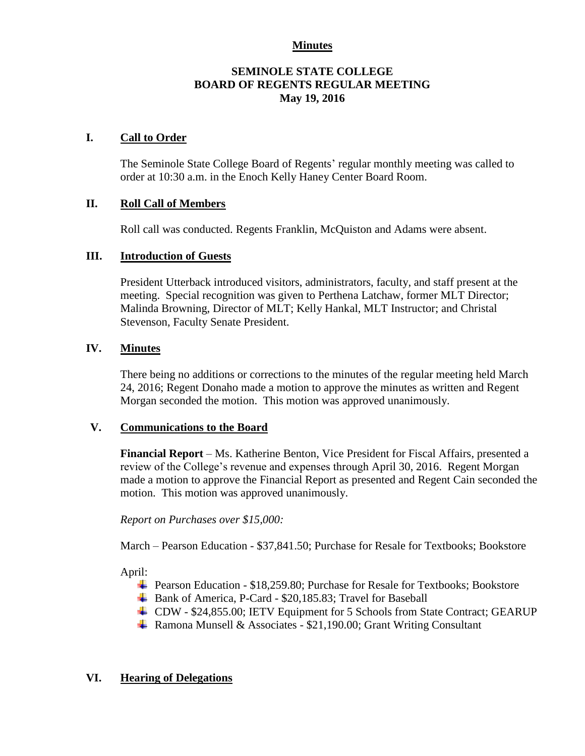**Minutes**

# SEMINOLE STATE COLLEGE
# BOARD OF REGENTS REGULAR MEETING
## May 19, 2016

## I. Call to Order

The Seminole State College Board of Regents' regular monthly meeting was called to order at 10:30 a.m. in the Enoch Kelly Haney Center Board Room.

## II. Roll Call of Members

Roll call was conducted. Regents Franklin, McQuiston and Adams were absent.

## III. Introduction of Guests

President Utterback introduced visitors, administrators, faculty, and staff present at the meeting. Special recognition was given to Perthena Latchaw, former MLT Director; Malinda Browning, Director of MLT; Kelly Hankal, MLT Instructor; and Christal Stevenson, Faculty Senate President.

## IV. Minutes

There being no additions or corrections to the minutes of the regular meeting held March 24, 2016; Regent Donaho made a motion to approve the minutes as written and Regent Morgan seconded the motion. This motion was approved unanimously.

## V. Communications to the Board

**Financial Report** – Ms. Katherine Benton, Vice President for Fiscal Affairs, presented a review of the College's revenue and expenses through April 30, 2016. Regent Morgan made a motion to approve the Financial Report as presented and Regent Cain seconded the motion. This motion was approved unanimously.

*Report on Purchases over $15,000:*

March – Pearson Education - $37,841.50; Purchase for Resale for Textbooks; Bookstore

April:

- Pearson Education - $18,259.80; Purchase for Resale for Textbooks; Bookstore
- Bank of America, P-Card - $20,185.83; Travel for Baseball
- CDW - $24,855.00; IETV Equipment for 5 Schools from State Contract; GEARUP
- Ramona Munsell & Associates - $21,190.00; Grant Writing Consultant

## VI. Hearing of Delegations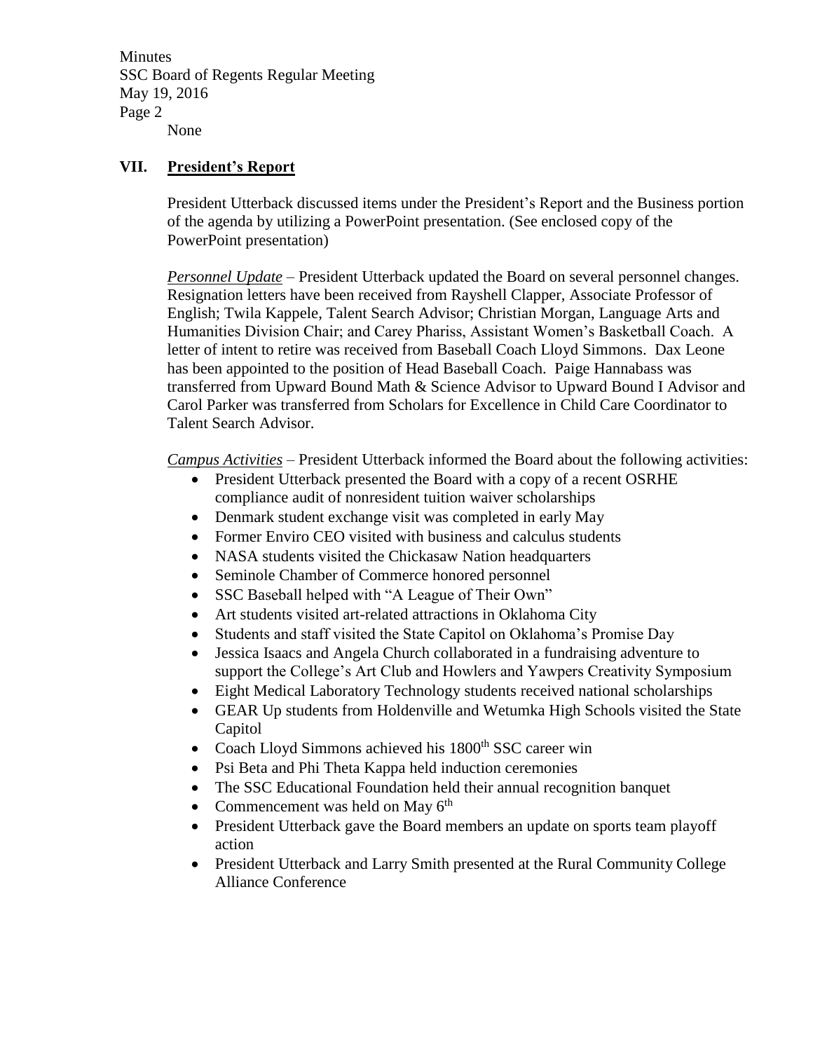None

## VII. President's Report

President Utterback discussed items under the President's Report and the Business portion of the agenda by utilizing a PowerPoint presentation. (See enclosed copy of the PowerPoint presentation)

*Personnel Update* – President Utterback updated the Board on several personnel changes. Resignation letters have been received from Rayshell Clapper, Associate Professor of English; Twila Kappele, Talent Search Advisor; Christian Morgan, Language Arts and Humanities Division Chair; and Carey Phariss, Assistant Women's Basketball Coach. A letter of intent to retire was received from Baseball Coach Lloyd Simmons. Dax Leone has been appointed to the position of Head Baseball Coach. Paige Hannabass was transferred from Upward Bound Math & Science Advisor to Upward Bound I Advisor and Carol Parker was transferred from Scholars for Excellence in Child Care Coordinator to Talent Search Advisor.

*Campus Activities* – President Utterback informed the Board about the following activities:

- President Utterback presented the Board with a copy of a recent OSRHE compliance audit of nonresident tuition waiver scholarships
- Denmark student exchange visit was completed in early May
- Former Enviro CEO visited with business and calculus students
- NASA students visited the Chickasaw Nation headquarters
- Seminole Chamber of Commerce honored personnel
- SSC Baseball helped with "A League of Their Own"
- Art students visited art-related attractions in Oklahoma City
- Students and staff visited the State Capitol on Oklahoma's Promise Day
- Jessica Isaacs and Angela Church collaborated in a fundraising adventure to support the College's Art Club and Howlers and Yawpers Creativity Symposium
- Eight Medical Laboratory Technology students received national scholarships
- GEAR Up students from Holdenville and Wetumka High Schools visited the State Capitol
- Coach Lloyd Simmons achieved his 1800th SSC career win
- Psi Beta and Phi Theta Kappa held induction ceremonies
- The SSC Educational Foundation held their annual recognition banquet
- Commencement was held on May 6th
- President Utterback gave the Board members an update on sports team playoff action
- President Utterback and Larry Smith presented at the Rural Community College Alliance Conference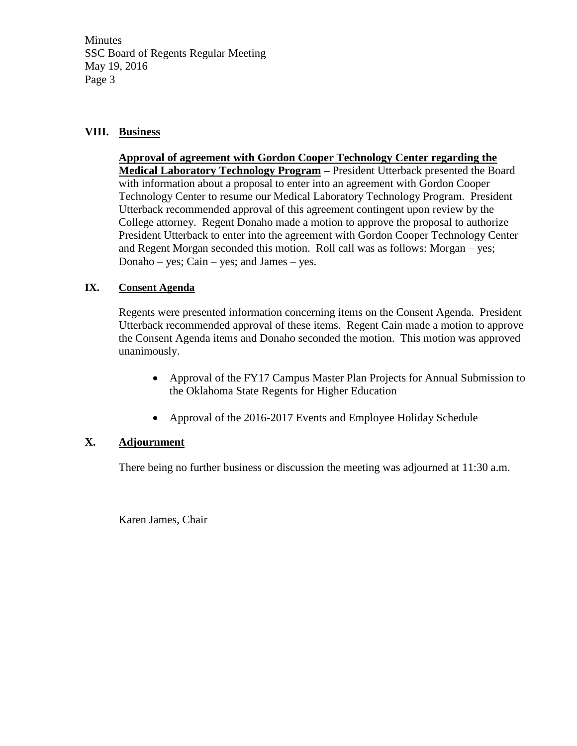## VIII. Business

**Approval of agreement with Gordon Cooper Technology Center regarding the Medical Laboratory Technology Program –** President Utterback presented the Board with information about a proposal to enter into an agreement with Gordon Cooper Technology Center to resume our Medical Laboratory Technology Program. President Utterback recommended approval of this agreement contingent upon review by the College attorney. Regent Donaho made a motion to approve the proposal to authorize President Utterback to enter into the agreement with Gordon Cooper Technology Center and Regent Morgan seconded this motion. Roll call was as follows: Morgan – yes; Donaho – yes; Cain – yes; and James – yes.

## IX. Consent Agenda

Regents were presented information concerning items on the Consent Agenda. President Utterback recommended approval of these items. Regent Cain made a motion to approve the Consent Agenda items and Donaho seconded the motion. This motion was approved unanimously.

- Approval of the FY17 Campus Master Plan Projects for Annual Submission to the Oklahoma State Regents for Higher Education
- Approval of the 2016-2017 Events and Employee Holiday Schedule

## X. Adjournment

There being no further business or discussion the meeting was adjourned at 11:30 a.m.

Karen James, Chair